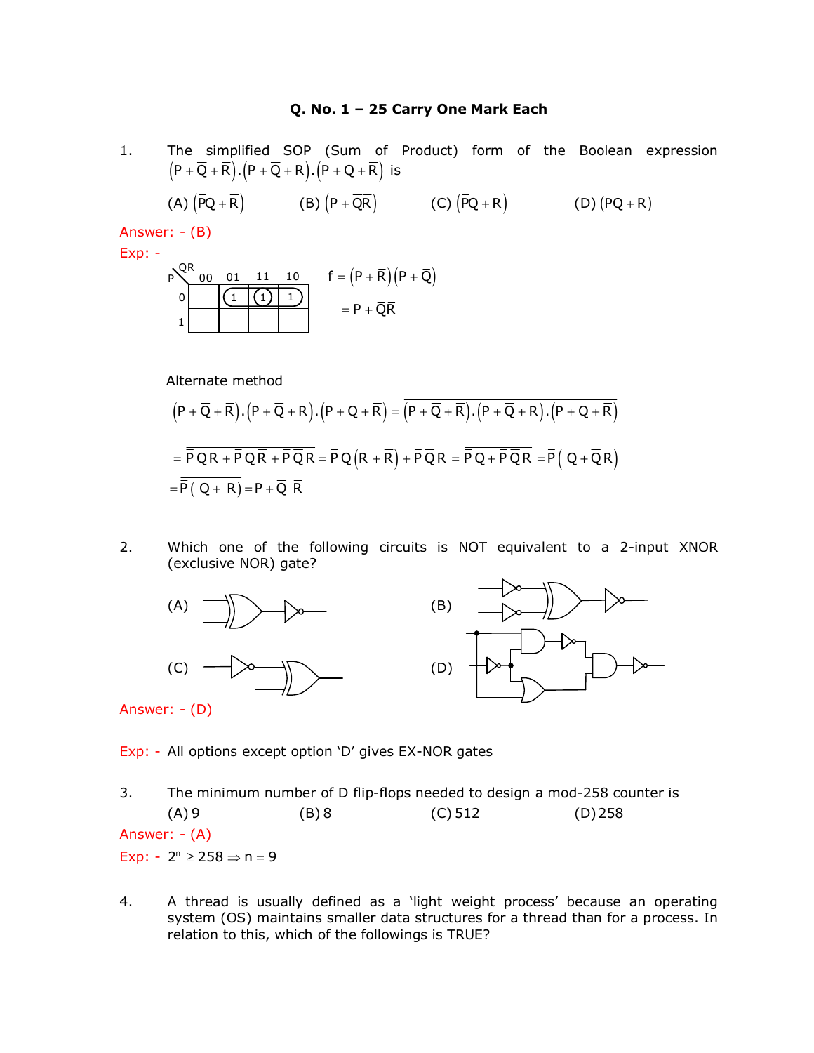**Q. No. 1 – 25 Carry One Mark Each**

1. The simplified SOP (Sum of Product) form of the Boolean expression $\left(P+\overline{Q}+\overline{R}\right).\left(P+\overline{Q}+R\right).\left(P+Q+\overline{R}\right)$ is

   (A) $\left(\overline{P}Q+\overline{R}\right)$ (B) $\left(P+\overline{Q}\overline{R}\right)$ (C) $\left(\overline{P}Q+R\right)$ (D) $\left(PQ+R\right)$

Answer: - (B)

Exp: -

| P \ QR | 00 | 01 | 11 | 10 |
|---|---|---|---|---|
| 0 | | 1 | 1 | 1 |
| 1 | | | | |

$f=\left(P+\overline{R}\right)\left(P+\overline{Q}\right)$

$=P+\overline{Q}\overline{R}$

Alternate method

$\left(P+\overline{Q}+\overline{R}\right).\left(P+\overline{Q}+R\right).\left(P+Q+\overline{R}\right)=\overline{\overline{\left(P+\overline{Q}+\overline{R}\right).\left(P+\overline{Q}+R\right).\left(P+Q+\overline{R}\right)}}$

$=\overline{\overline{P}QR+\overline{P}Q\overline{R}+\overline{P}\overline{Q}R}=\overline{\overline{P}Q\left(R+\overline{R}\right)+\overline{P}\overline{Q}R}=\overline{\overline{P}Q+\overline{P}\overline{Q}R}=\overline{\overline{P}\left(Q+\overline{Q}R\right)}$

$=\overline{\overline{P}\left(Q+R\right)}=P+\overline{Q}\ \overline{R}$

2. Which one of the following circuits is NOT equivalent to a 2-input XNOR (exclusive NOR) gate?

   (A) (B)

   (C) (D)

Answer: - (D)

Exp: - All options except option 'D' gives EX-NOR gates

3. The minimum number of D flip-flops needed to design a mod-258 counter is

   (A) 9 (B) 8 (C) 512 (D) 258

Answer: - (A)

Exp: - $2^n \geq 258 \Rightarrow n=9$

4. A thread is usually defined as a 'light weight process' because an operating system (OS) maintains smaller data structures for a thread than for a process. In relation to this, which of the followings is TRUE?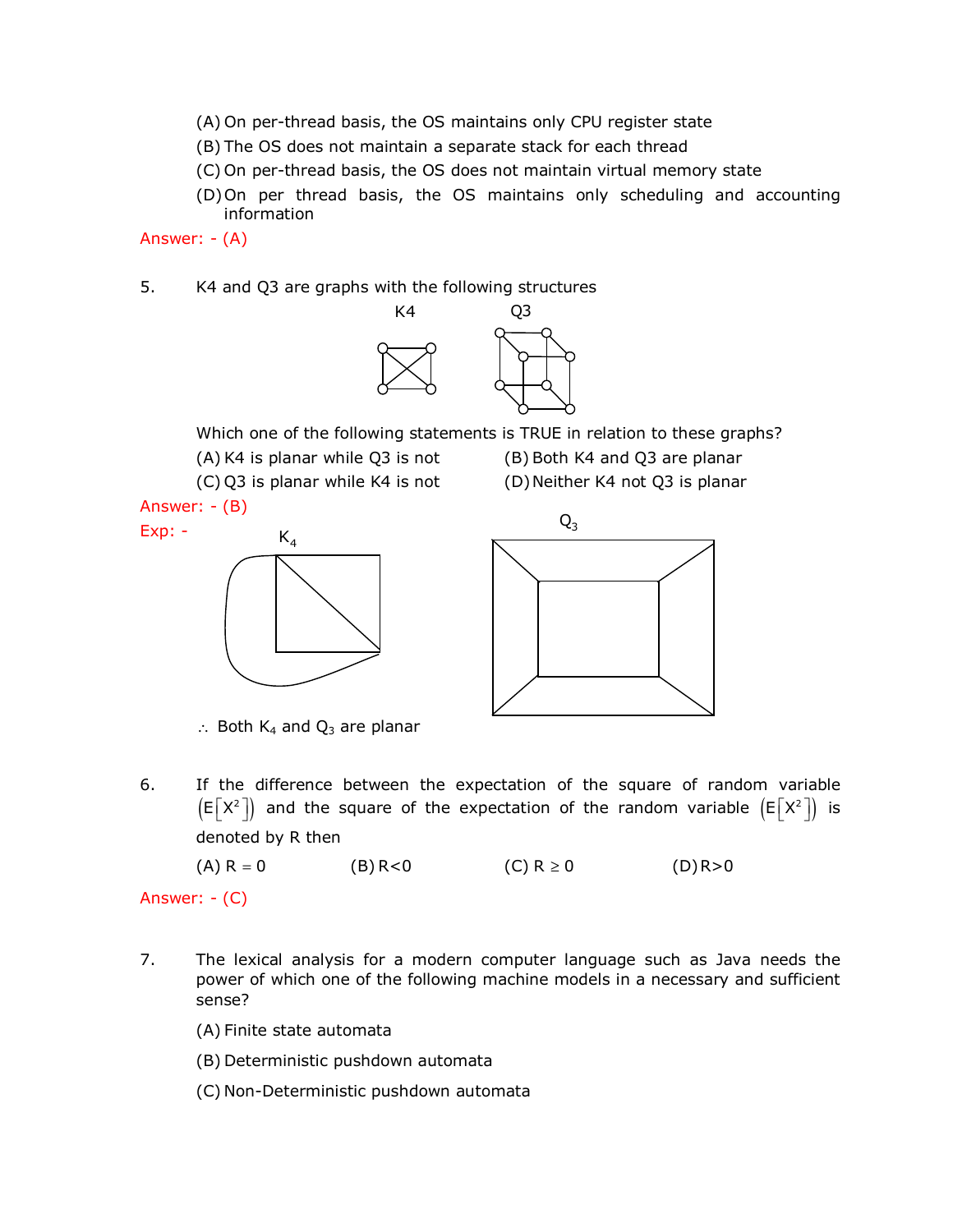(A) On per-thread basis, the OS maintains only CPU register state

(B) The OS does not maintain a separate stack for each thread

(C) On per-thread basis, the OS does not maintain virtual memory state

(D) On per thread basis, the OS maintains only scheduling and accounting information

Answer: - (A)

5. K4 and Q3 are graphs with the following structures

K4 Q3

Which one of the following statements is TRUE in relation to these graphs?

(A) K4 is planar while Q3 is not  (B) Both K4 and Q3 are planar

(C) Q3 is planar while K4 is not  (D) Neither K4 not Q3 is planar

Answer: - (B)

Exp: -

$K_4$ $Q_3$

$\therefore$ Both $K_4$ and $Q_3$ are planar

6. If the difference between the expectation of the square of random variable $\left(E\left[X^2\right]\right)$ and the square of the expectation of the random variable $\left(E\left[X^2\right]\right)$ is denoted by R then

(A) $R = 0$  (B) $R<0$  (C) $R \geq 0$  (D) $R>0$

Answer: - (C)

7. The lexical analysis for a modern computer language such as Java needs the power of which one of the following machine models in a necessary and sufficient sense?

(A) Finite state automata

(B) Deterministic pushdown automata

(C) Non-Deterministic pushdown automata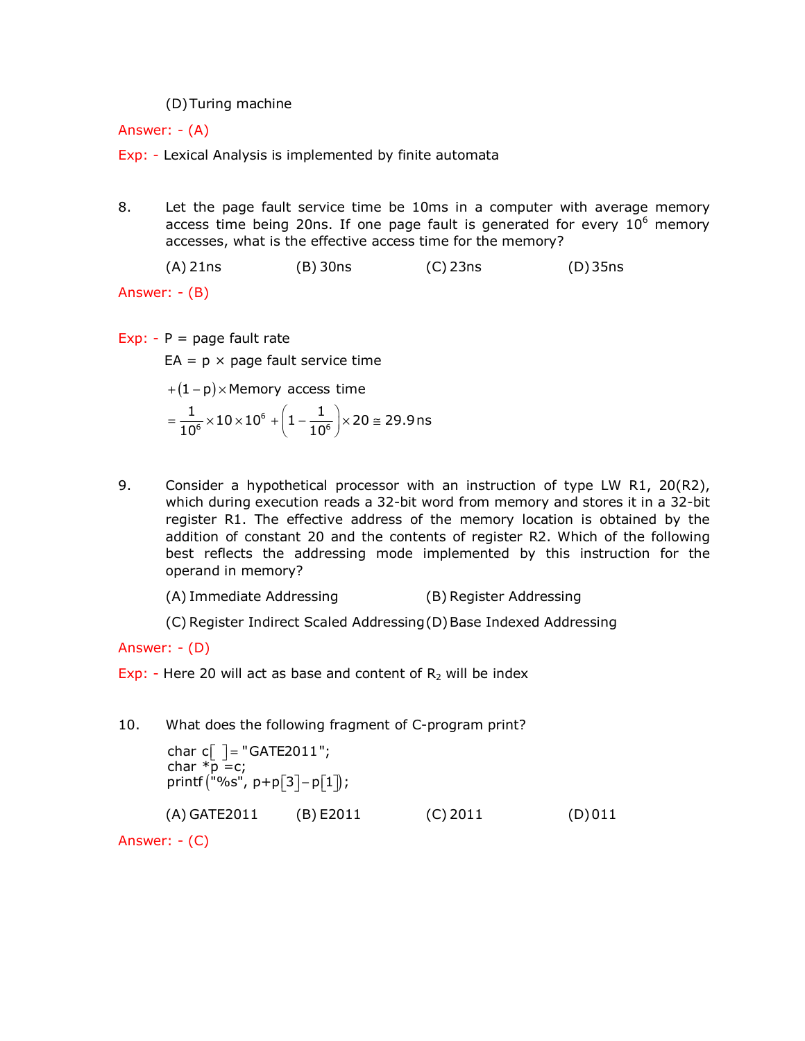(D) Turing machine

Answer: - (A)

Exp: - Lexical Analysis is implemented by finite automata

8. Let the page fault service time be 10ms in a computer with average memory access time being 20ns. If one page fault is generated for every $10^6$ memory accesses, what is the effective access time for the memory?

   (A) 21ns (B) 30ns (C) 23ns (D) 35ns

Answer: - (B)

Exp: - P = page fault rate

EA = p × page fault service time

$$+(1-p)\times \text{Memory access time}$$

$$=\frac{1}{10^6}\times 10\times 10^6+\left(1-\frac{1}{10^6}\right)\times 20\cong 29.9\,\text{ns}$$

9. Consider a hypothetical processor with an instruction of type LW R1, 20(R2), which during execution reads a 32-bit word from memory and stores it in a 32-bit register R1. The effective address of the memory location is obtained by the addition of constant 20 and the contents of register R2. Which of the following best reflects the addressing mode implemented by this instruction for the operand in memory?

   (A) Immediate Addressing (B) Register Addressing

   (C) Register Indirect Scaled Addressing (D) Base Indexed Addressing

Answer: - (D)

Exp: - Here 20 will act as base and content of $R_2$ will be index

10. What does the following fragment of C-program print?

```
char c[ ] = "GATE2011";
char *p =c;
printf("%s", p+p[3]-p[1]);
```

   (A) GATE2011 (B) E2011 (C) 2011 (D) 011

Answer: - (C)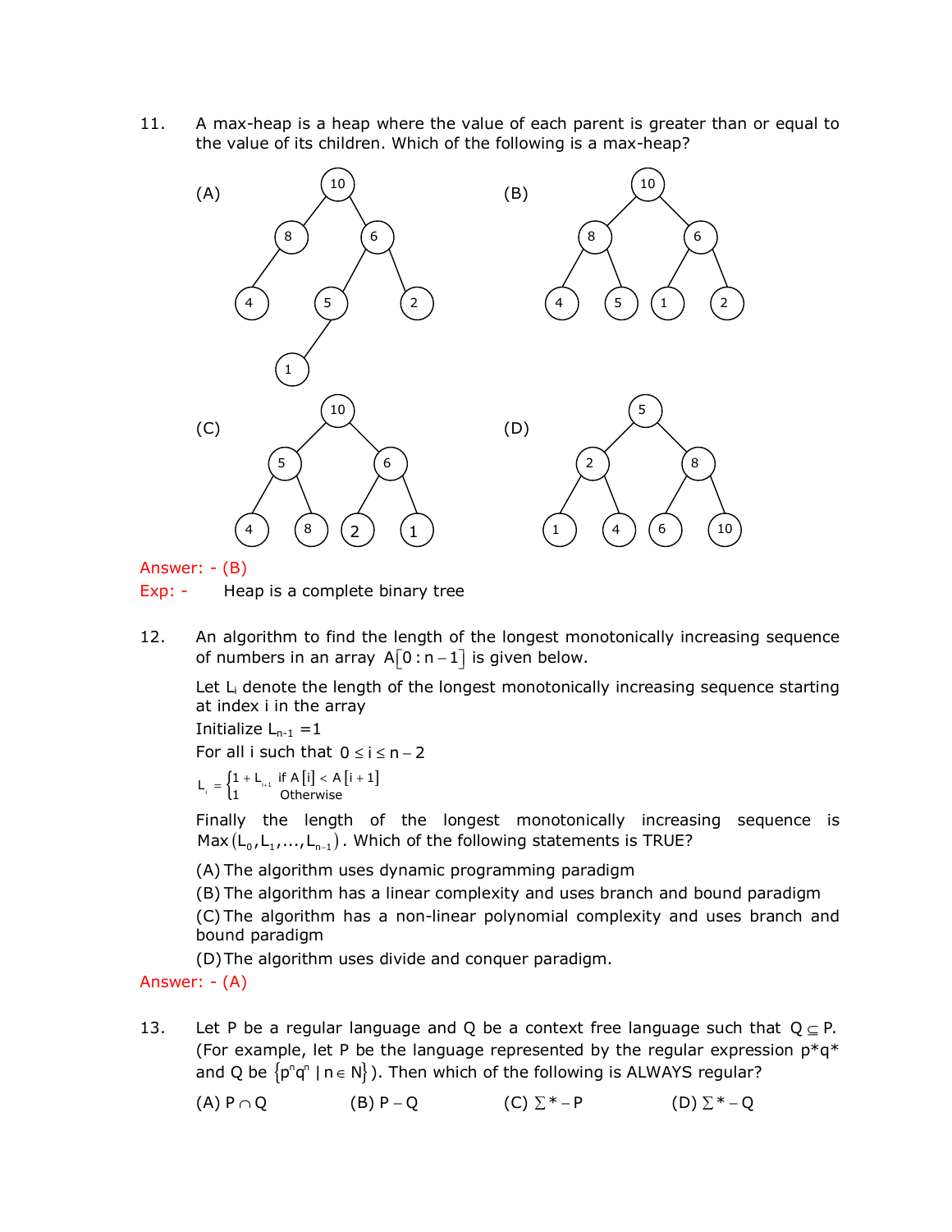11. A max-heap is a heap where the value of each parent is greater than or equal to the value of its children. Which of the following is a max-heap?

(A)

(B)

(C)

(D)

Answer: - (B)

Exp: - Heap is a complete binary tree

12. An algorithm to find the length of the longest monotonically increasing sequence of numbers in an array $A[0:n-1]$ is given below.

Let $L_i$ denote the length of the longest monotonically increasing sequence starting at index i in the array

Initialize $L_{n-1} = 1$

For all i such that $0 \le i \le n-2$

$$L_i = \begin{cases} 1 + L_{i+1} & \text{if } A[i] < A[i+1] \\ 1 & \text{Otherwise} \end{cases}$$

Finally the length of the longest monotonically increasing sequence is $\text{Max}(L_0, L_1, \ldots, L_{n-1})$. Which of the following statements is TRUE?

(A) The algorithm uses dynamic programming paradigm

(B) The algorithm has a linear complexity and uses branch and bound paradigm

(C) The algorithm has a non-linear polynomial complexity and uses branch and bound paradigm

(D) The algorithm uses divide and conquer paradigm.

Answer: - (A)

13. Let P be a regular language and Q be a context free language such that $Q \subseteq P$. (For example, let P be the language represented by the regular expression p*q* and Q be $\{p^n q^n \mid n \in N\}$). Then which of the following is ALWAYS regular?

(A) $P \cap Q$  (B) $P - Q$  (C) $\Sigma^* - P$  (D) $\Sigma^* - Q$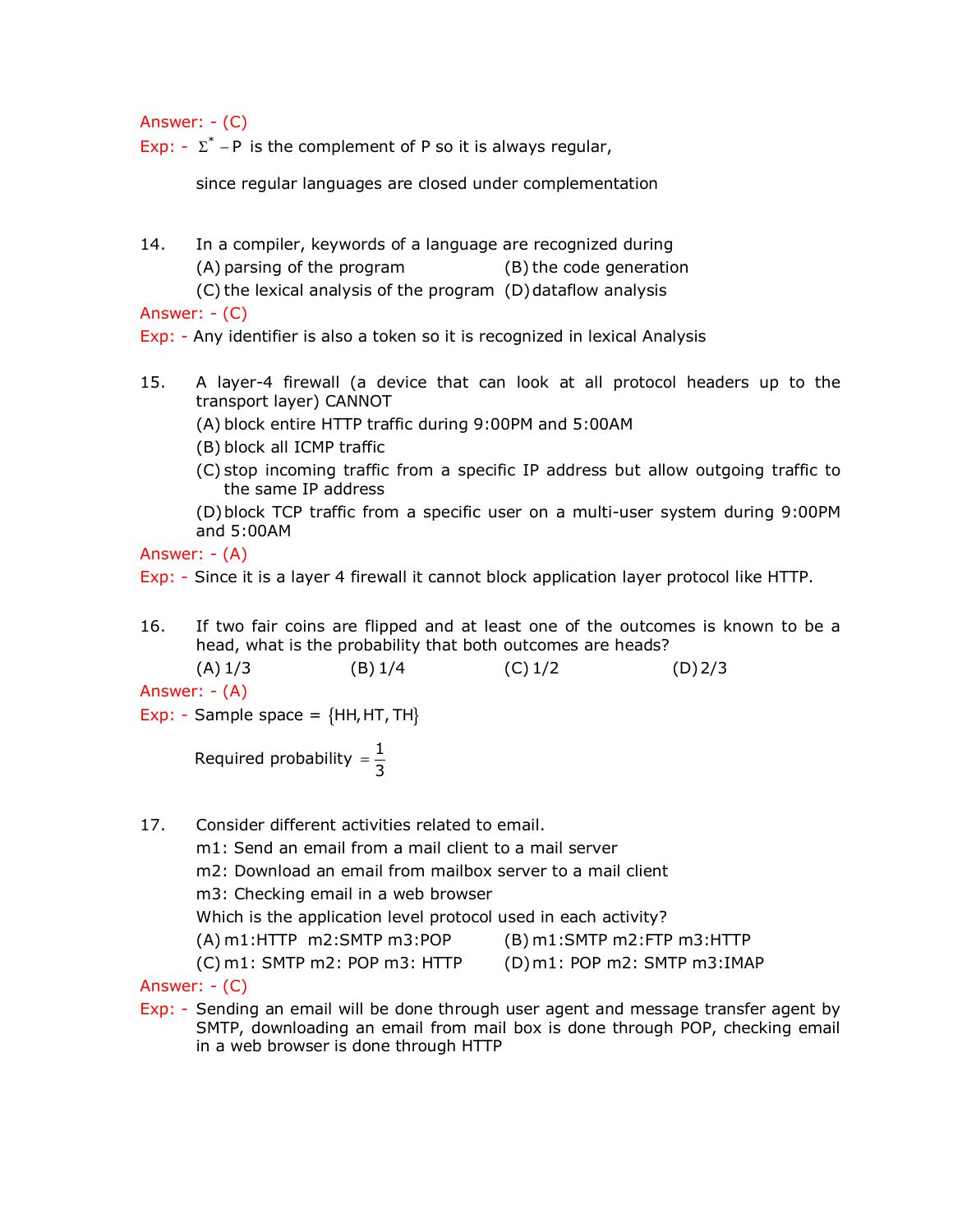Answer: - (C)

Exp: - $\Sigma^* - P$ is the complement of P so it is always regular,

since regular languages are closed under complementation

14. In a compiler, keywords of a language are recognized during

    (A) parsing of the program (B) the code generation

    (C) the lexical analysis of the program (D) dataflow analysis

Answer: - (C)

Exp: - Any identifier is also a token so it is recognized in lexical Analysis

15. A layer-4 firewall (a device that can look at all protocol headers up to the transport layer) CANNOT

    (A) block entire HTTP traffic during 9:00PM and 5:00AM

    (B) block all ICMP traffic

    (C) stop incoming traffic from a specific IP address but allow outgoing traffic to the same IP address

    (D) block TCP traffic from a specific user on a multi-user system during 9:00PM and 5:00AM

Answer: - (A)

Exp: - Since it is a layer 4 firewall it cannot block application layer protocol like HTTP.

16. If two fair coins are flipped and at least one of the outcomes is known to be a head, what is the probability that both outcomes are heads?

    (A) 1/3 (B) 1/4 (C) 1/2 (D) 2/3

Answer: - (A)

Exp: - Sample space $= \{HH, HT, TH\}$

Required probability $= \dfrac{1}{3}$

17. Consider different activities related to email.

    m1: Send an email from a mail client to a mail server

    m2: Download an email from mailbox server to a mail client

    m3: Checking email in a web browser

    Which is the application level protocol used in each activity?

    (A) m1:HTTP m2:SMTP m3:POP (B) m1:SMTP m2:FTP m3:HTTP

    (C) m1: SMTP m2: POP m3: HTTP (D) m1: POP m2: SMTP m3:IMAP

Answer: - (C)

Exp: - Sending an email will be done through user agent and message transfer agent by SMTP, downloading an email from mail box is done through POP, checking email in a web browser is done through HTTP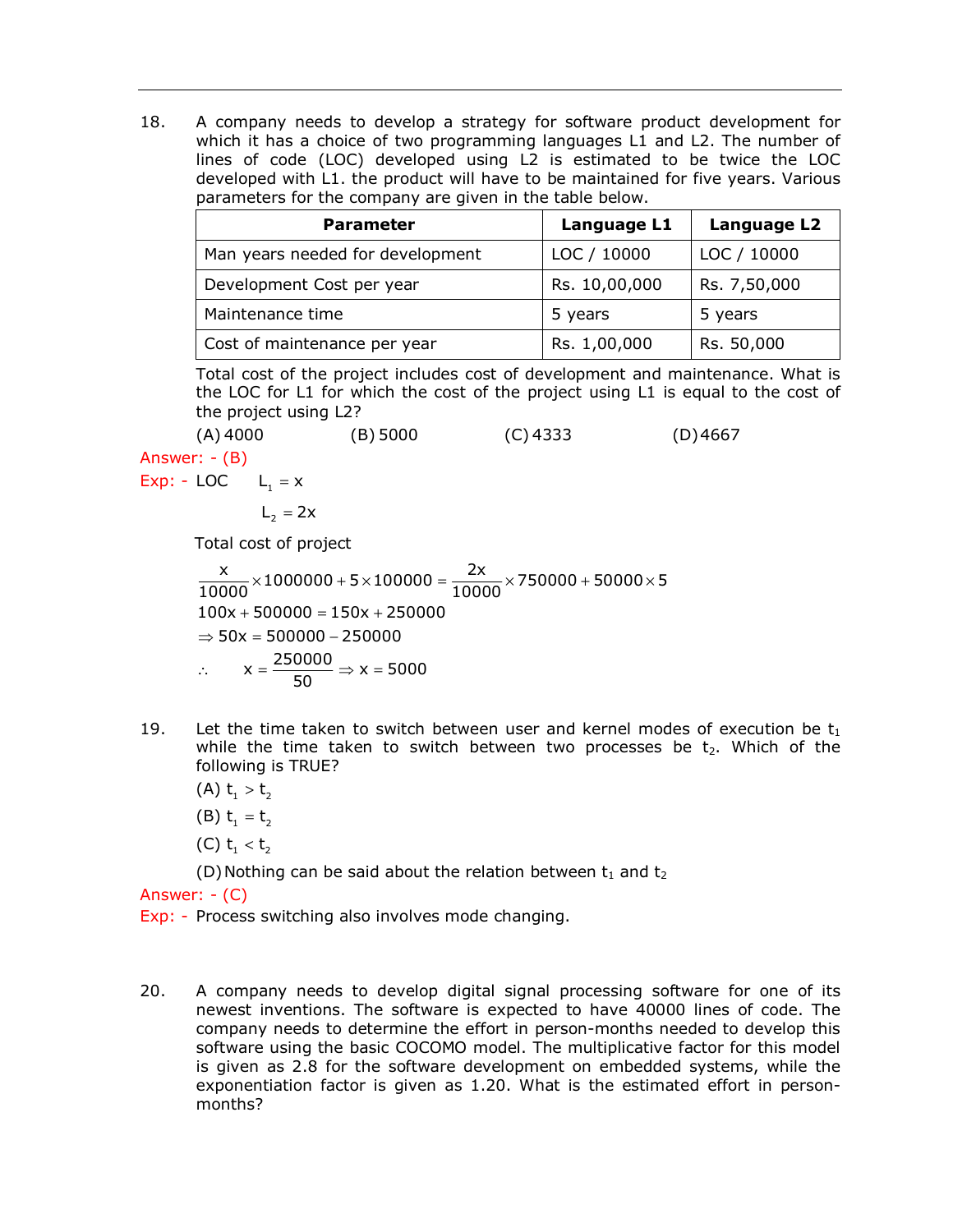18. A company needs to develop a strategy for software product development for which it has a choice of two programming languages L1 and L2. The number of lines of code (LOC) developed using L2 is estimated to be twice the LOC developed with L1. the product will have to be maintained for five years. Various parameters for the company are given in the table below.

| Parameter | Language L1 | Language L2 |
|---|---|---|
| Man years needed for development | LOC / 10000 | LOC / 10000 |
| Development Cost per year | Rs. 10,00,000 | Rs. 7,50,000 |
| Maintenance time | 5 years | 5 years |
| Cost of maintenance per year | Rs. 1,00,000 | Rs. 50,000 |

Total cost of the project includes cost of development and maintenance. What is the LOC for L1 for which the cost of the project using L1 is equal to the cost of the project using L2?

(A) 4000 (B) 5000 (C) 4333 (D) 4667

Answer: - (B)

Exp: - LOC $L_1 = x$

$L_2 = 2x$

Total cost of project

$$\frac{x}{10000}\times 1000000 + 5\times 100000 = \frac{2x}{10000}\times 750000 + 50000\times 5$$

$$100x + 500000 = 150x + 250000$$

$$\Rightarrow 50x = 500000 - 250000$$

$$\therefore \quad x = \frac{250000}{50} \Rightarrow x = 5000$$

19. Let the time taken to switch between user and kernel modes of execution be $t_1$ while the time taken to switch between two processes be $t_2$. Which of the following is TRUE?

(A) $t_1 > t_2$

(B) $t_1 = t_2$

(C) $t_1 < t_2$

(D) Nothing can be said about the relation between $t_1$ and $t_2$

Answer: - (C)

Exp: - Process switching also involves mode changing.

20. A company needs to develop digital signal processing software for one of its newest inventions. The software is expected to have 40000 lines of code. The company needs to determine the effort in person-months needed to develop this software using the basic COCOMO model. The multiplicative factor for this model is given as 2.8 for the software development on embedded systems, while the exponentiation factor is given as 1.20. What is the estimated effort in person-months?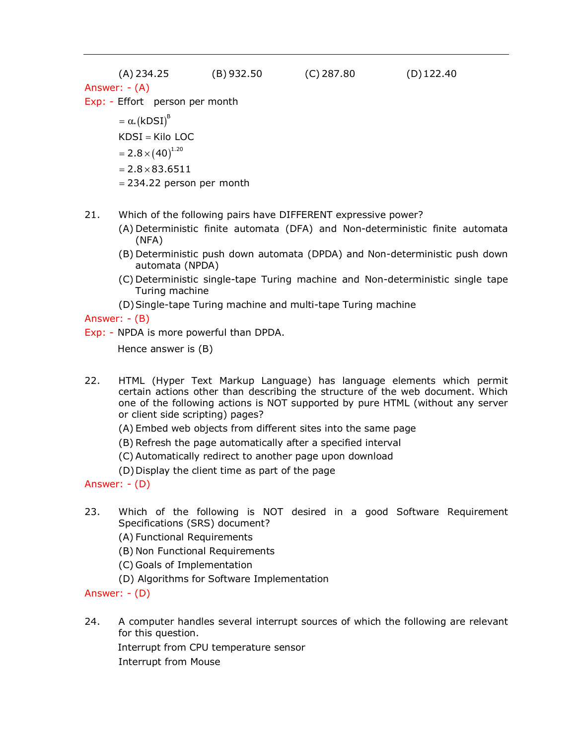(A) 234.25 (B) 932.50 (C) 287.80 (D) 122.40

Answer: - (A)

Exp: - Effort person per month

$= \alpha.(\text{kDSI})^{B}$

KDSI = Kilo LOC

$= 2.8 \times (40)^{1.20}$

$= 2.8 \times 83.6511$

$= 234.22$ person per month

21. Which of the following pairs have DIFFERENT expressive power?
    (A) Deterministic finite automata (DFA) and Non-deterministic finite automata (NFA)
    (B) Deterministic push down automata (DPDA) and Non-deterministic push down automata (NPDA)
    (C) Deterministic single-tape Turing machine and Non-deterministic single tape Turing machine
    (D) Single-tape Turing machine and multi-tape Turing machine

Answer: - (B)

Exp: - NPDA is more powerful than DPDA.

Hence answer is (B)

22. HTML (Hyper Text Markup Language) has language elements which permit certain actions other than describing the structure of the web document. Which one of the following actions is NOT supported by pure HTML (without any server or client side scripting) pages?
    (A) Embed web objects from different sites into the same page
    (B) Refresh the page automatically after a specified interval
    (C) Automatically redirect to another page upon download
    (D) Display the client time as part of the page

Answer: - (D)

23. Which of the following is NOT desired in a good Software Requirement Specifications (SRS) document?
    (A) Functional Requirements
    (B) Non Functional Requirements
    (C) Goals of Implementation
    (D) Algorithms for Software Implementation

Answer: - (D)

24. A computer handles several interrupt sources of which the following are relevant for this question.

    Interrupt from CPU temperature sensor

    Interrupt from Mouse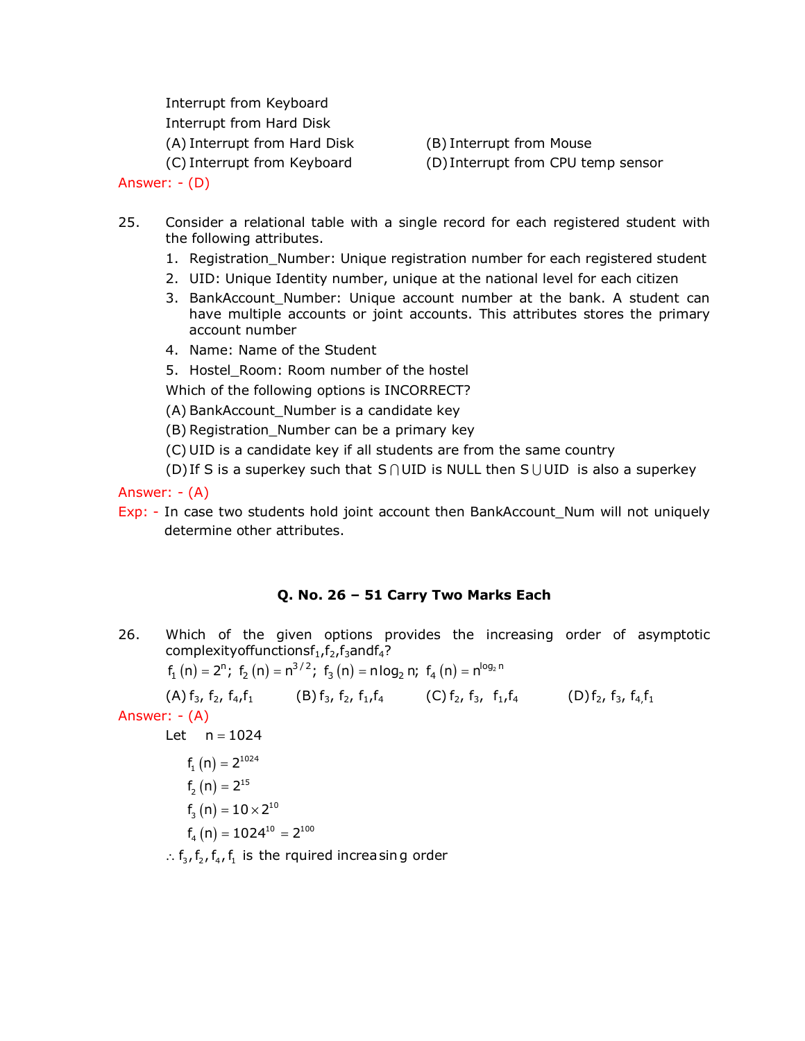Interrupt from Keyboard

Interrupt from Hard Disk

(A) Interrupt from Hard Disk (B) Interrupt from Mouse

(C) Interrupt from Keyboard (D) Interrupt from CPU temp sensor

Answer: - (D)

25. Consider a relational table with a single record for each registered student with the following attributes.

1. Registration_Number: Unique registration number for each registered student
2. UID: Unique Identity number, unique at the national level for each citizen
3. BankAccount_Number: Unique account number at the bank. A student can have multiple accounts or joint accounts. This attributes stores the primary account number
4. Name: Name of the Student
5. Hostel_Room: Room number of the hostel

Which of the following options is INCORRECT?

(A) BankAccount_Number is a candidate key

(B) Registration_Number can be a primary key

(C) UID is a candidate key if all students are from the same country

(D) If S is a superkey such that $S \cap UID$ is NULL then $S \cup UID$ is also a superkey

Answer: - (A)

Exp: - In case two students hold joint account then BankAccount_Num will not uniquely determine other attributes.

### Q. No. 26 – 51 Carry Two Marks Each

26. Which of the given options provides the increasing order of asymptotic complexityoffunctions$f_1$,$f_2$,$f_3$and$f_4$?

$f_1(n) = 2^n$; $f_2(n) = n^{3/2}$; $f_3(n) = n\log_2 n$; $f_4(n) = n^{\log_2 n}$

(A) $f_3$, $f_2$, $f_4$, $f_1$ (B) $f_3$, $f_2$, $f_1$, $f_4$ (C) $f_2$, $f_3$, $f_1$, $f_4$ (D) $f_2$, $f_3$, $f_4$, $f_1$

Answer: - (A)

Let $n = 1024$

$$f_1(n) = 2^{1024}$$

$$f_2(n) = 2^{15}$$

$$f_3(n) = 10 \times 2^{10}$$

$$f_4(n) = 1024^{10} = 2^{100}$$

$\therefore f_3, f_2, f_4, f_1$ is the rquired increasing order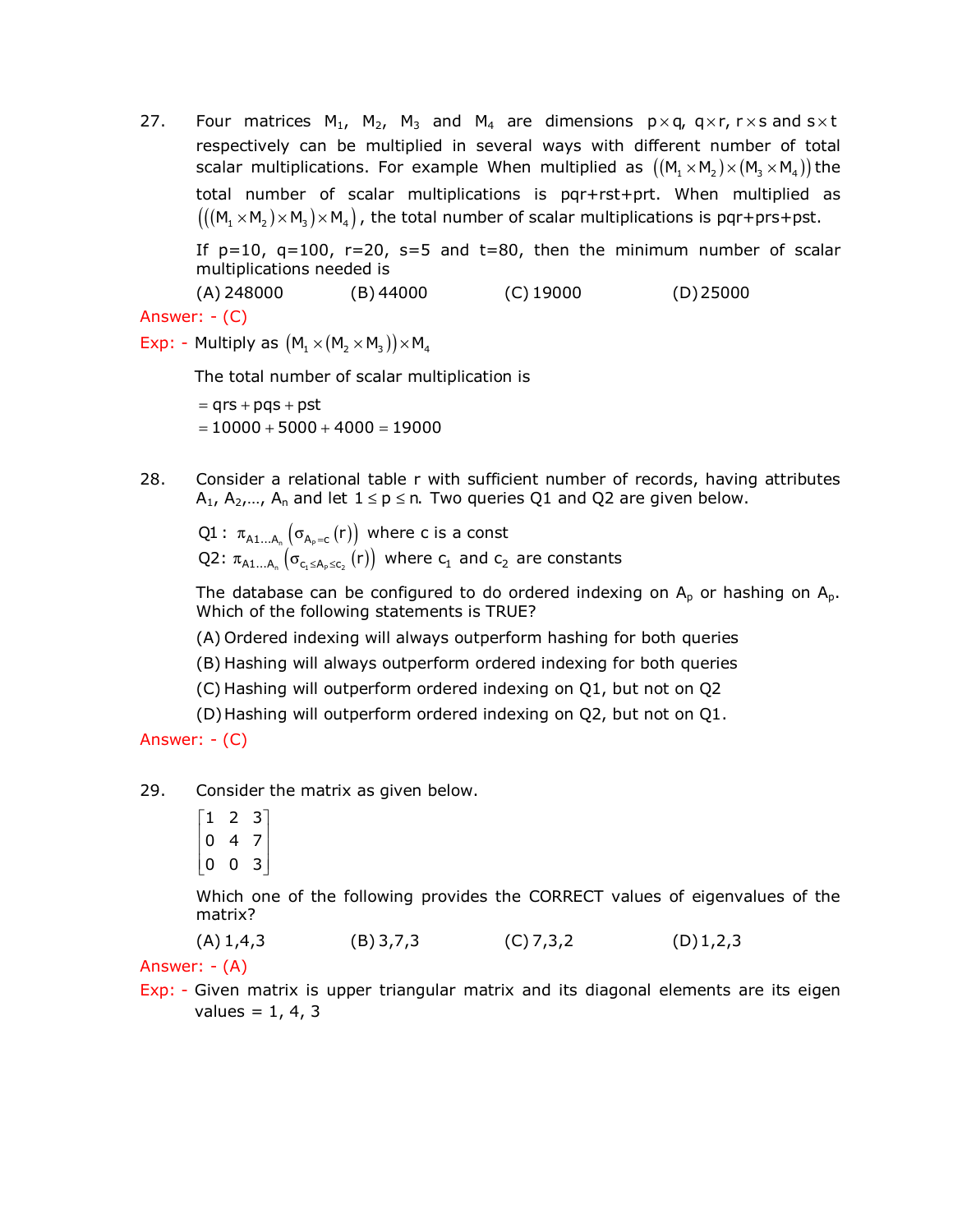27. Four matrices $M_1$, $M_2$, $M_3$ and $M_4$ are dimensions $p \times q$, $q \times r$, $r \times s$ and $s \times t$ respectively can be multiplied in several ways with different number of total scalar multiplications. For example When multiplied as $((M_1 \times M_2) \times (M_3 \times M_4))$ the total number of scalar multiplications is pqr+rst+prt. When multiplied as $(((M_1 \times M_2) \times M_3) \times M_4)$, the total number of scalar multiplications is pqr+prs+pst.

    If p=10, q=100, r=20, s=5 and t=80, then the minimum number of scalar multiplications needed is

    (A) 248000 (B) 44000 (C) 19000 (D) 25000

Answer: - (C)

Exp: - Multiply as $(M_1 \times (M_2 \times M_3)) \times M_4$

The total number of scalar multiplication is

$= qrs + pqs + pst$

$= 10000 + 5000 + 4000 = 19000$

28. Consider a relational table r with sufficient number of records, having attributes $A_1, A_2, \ldots, A_n$ and let $1 \le p \le n$. Two queries Q1 and Q2 are given below.

    Q1 : $\pi_{A1 \ldots A_n}\left(\sigma_{A_p = c}(r)\right)$ where c is a const

    Q2: $\pi_{A1 \ldots A_n}\left(\sigma_{c_1 \le A_p \le c_2}(r)\right)$ where $c_1$ and $c_2$ are constants

    The database can be configured to do ordered indexing on $A_p$ or hashing on $A_p$. Which of the following statements is TRUE?

    (A) Ordered indexing will always outperform hashing for both queries

    (B) Hashing will always outperform ordered indexing for both queries

    (C) Hashing will outperform ordered indexing on Q1, but not on Q2

    (D) Hashing will outperform ordered indexing on Q2, but not on Q1.

Answer: - (C)

29. Consider the matrix as given below.

$$\begin{bmatrix} 1 & 2 & 3 \\ 0 & 4 & 7 \\ 0 & 0 & 3 \end{bmatrix}$$

Which one of the following provides the CORRECT values of eigenvalues of the matrix?

(A) 1,4,3 (B) 3,7,3 (C) 7,3,2 (D) 1,2,3

Answer: - (A)

Exp: - Given matrix is upper triangular matrix and its diagonal elements are its eigen values = 1, 4, 3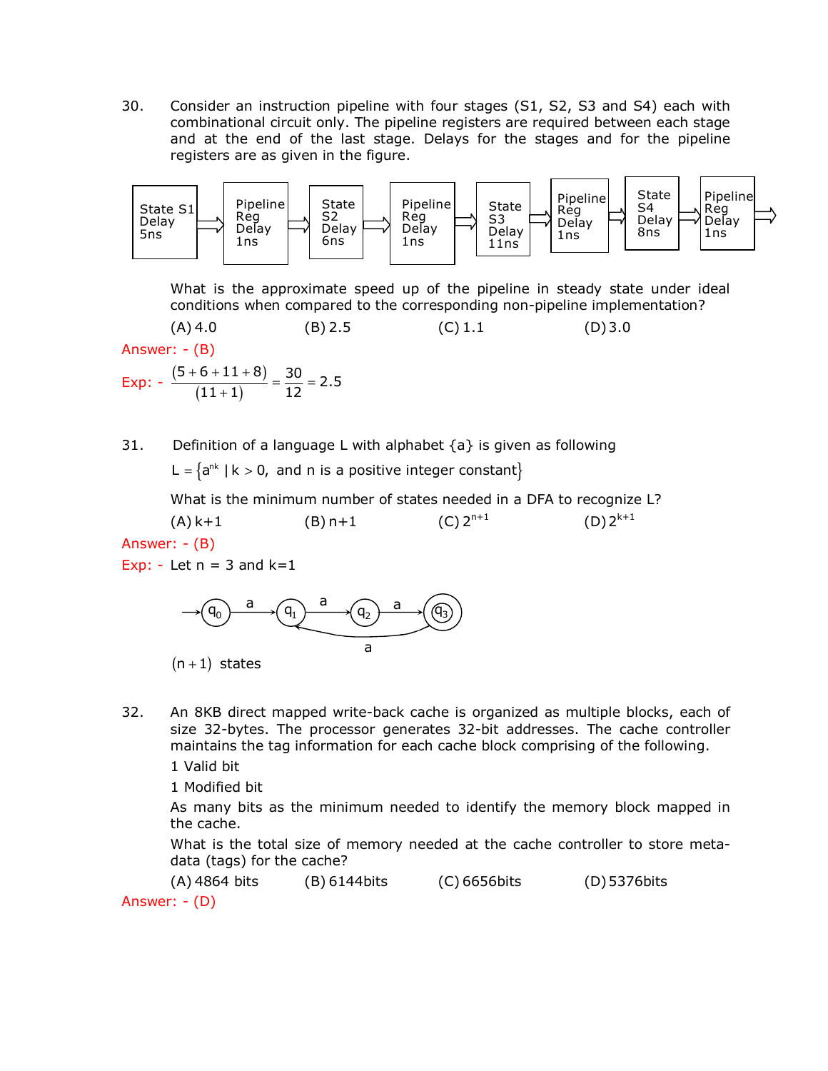30. Consider an instruction pipeline with four stages (S1, S2, S3 and S4) each with combinational circuit only. The pipeline registers are required between each stage and at the end of the last stage. Delays for the stages and for the pipeline registers are as given in the figure.

State S1 Delay 5ns → Pipeline Reg Delay 1ns → State S2 Delay 6ns → Pipeline Reg Delay 1ns → State S3 Delay 11ns → Pipeline Reg Delay 1ns → State S4 Delay 8ns → Pipeline Reg Delay 1ns →

What is the approximate speed up of the pipeline in steady state under ideal conditions when compared to the corresponding non-pipeline implementation?

(A) 4.0 (B) 2.5 (C) 1.1 (D) 3.0

Answer: - (B)

Exp: - $\frac{(5+6+11+8)}{(11+1)} = \frac{30}{12} = 2.5$

31. Definition of a language L with alphabet $\{a\}$ is given as following

$L = \{a^{nk} \mid k > 0, \text{ and n is a positive integer constant}\}$

What is the minimum number of states needed in a DFA to recognize L?

(A) k+1 (B) n+1 (C) $2^{n+1}$ (D) $2^{k+1}$

Answer: - (B)

Exp: - Let n = 3 and k=1

→ $q_0$ —a→ $q_1$ —a→ $q_2$ —a→ (($q_3$)) —a→ $q_1$

$(n+1)$ states

32. An 8KB direct mapped write-back cache is organized as multiple blocks, each of size 32-bytes. The processor generates 32-bit addresses. The cache controller maintains the tag information for each cache block comprising of the following.

1 Valid bit

1 Modified bit

As many bits as the minimum needed to identify the memory block mapped in the cache.

What is the total size of memory needed at the cache controller to store meta-data (tags) for the cache?

(A) 4864 bits (B) 6144bits (C) 6656bits (D) 5376bits

Answer: - (D)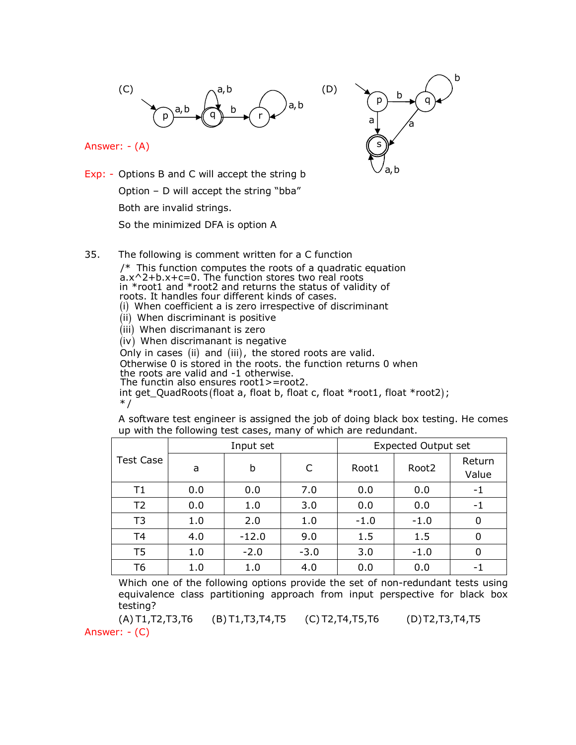(C) (D)

Answer: - (A)

Exp: - Options B and C will accept the string b

Option – D will accept the string "bba"

Both are invalid strings.

So the minimized DFA is option A

35. The following is comment written for a C function

```
/* This function computes the roots of a quadratic equation
a.x^2+b.x+c=0. The function stores two real roots
in *root1 and *root2 and returns the status of validity of
roots. It handles four different kinds of cases.
(i) When coefficient a is zero irrespective of discriminant
(ii) When discriminant is positive
(iii) When discrimanant is zero
(iv) When discrimanant is negative
Only in cases (ii) and (iii), the stored roots are valid.
Otherwise 0 is stored in the roots. the function returns 0 when
the roots are valid and -1 otherwise.
The functin also ensures root1>=root2.
int get_QuadRoots(float a, float b, float c, float *root1, float *root2);
*/
```

A software test engineer is assigned the job of doing black box testing. He comes up with the following test cases, many of which are redundant.

| Test Case | Input set | | | Expected Output set | | |
|---|---|---|---|---|---|---|
| | a | b | C | Root1 | Root2 | Return Value |
| T1 | 0.0 | 0.0 | 7.0 | 0.0 | 0.0 | -1 |
| T2 | 0.0 | 1.0 | 3.0 | 0.0 | 0.0 | -1 |
| T3 | 1.0 | 2.0 | 1.0 | -1.0 | -1.0 | 0 |
| T4 | 4.0 | -12.0 | 9.0 | 1.5 | 1.5 | 0 |
| T5 | 1.0 | -2.0 | -3.0 | 3.0 | -1.0 | 0 |
| T6 | 1.0 | 1.0 | 4.0 | 0.0 | 0.0 | -1 |

Which one of the following options provide the set of non-redundant tests using equivalence class partitioning approach from input perspective for black box testing?

(A) T1,T2,T3,T6 (B) T1,T3,T4,T5 (C) T2,T4,T5,T6 (D) T2,T3,T4,T5

Answer: - (C)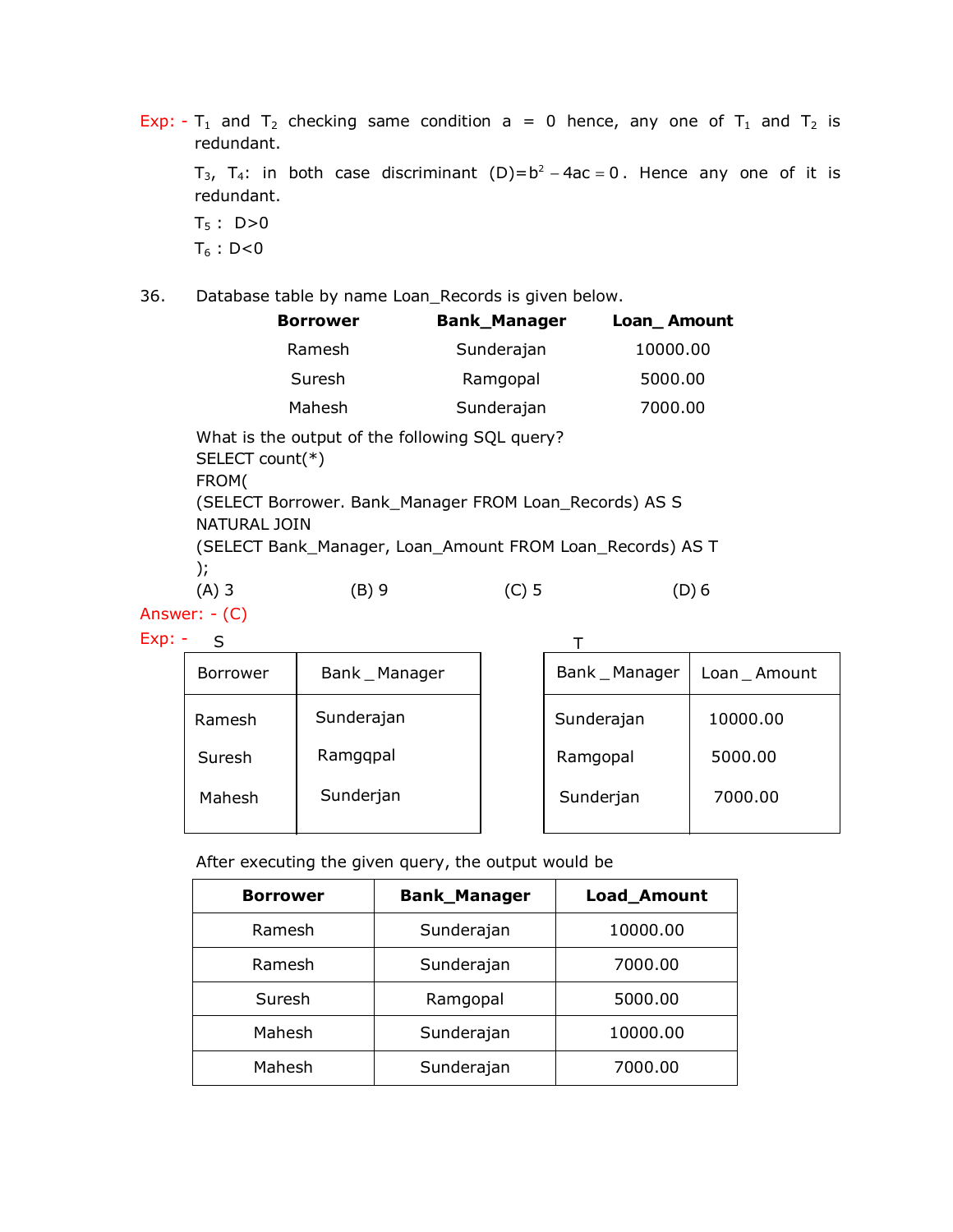Exp: - $T_1$ and $T_2$ checking same condition a = 0 hence, any one of $T_1$ and $T_2$ is redundant.

$T_3$, $T_4$: in both case discriminant $(D)=b^2-4ac=0$. Hence any one of it is redundant.

$T_5$ : D>0

$T_6$ : D<0

36. Database table by name Loan_Records is given below.

| Borrower | Bank_Manager | Loan_ Amount |
|---|---|---|
| Ramesh | Sunderajan | 10000.00 |
| Suresh | Ramgopal | 5000.00 |
| Mahesh | Sunderajan | 7000.00 |

What is the output of the following SQL query?

```
SELECT count(*)
FROM(
(SELECT Borrower. Bank_Manager FROM Loan_Records) AS S
NATURAL JOIN
(SELECT Bank_Manager, Loan_Amount FROM Loan_Records) AS T
);
```

(A) 3 (B) 9 (C) 5 (D) 6

Answer: - (C)

Exp: -

S

| Borrower | Bank _ Manager |
|---|---|
| Ramesh | Sunderajan |
| Suresh | Ramgqpal |
| Mahesh | Sunderjan |

T

| Bank _ Manager | Loan _ Amount |
|---|---|
| Sunderajan | 10000.00 |
| Ramgopal | 5000.00 |
| Sunderjan | 7000.00 |

After executing the given query, the output would be

| Borrower | Bank_Manager | Load_Amount |
|---|---|---|
| Ramesh | Sunderajan | 10000.00 |
| Ramesh | Sunderajan | 7000.00 |
| Suresh | Ramgopal | 5000.00 |
| Mahesh | Sunderajan | 10000.00 |
| Mahesh | Sunderajan | 7000.00 |